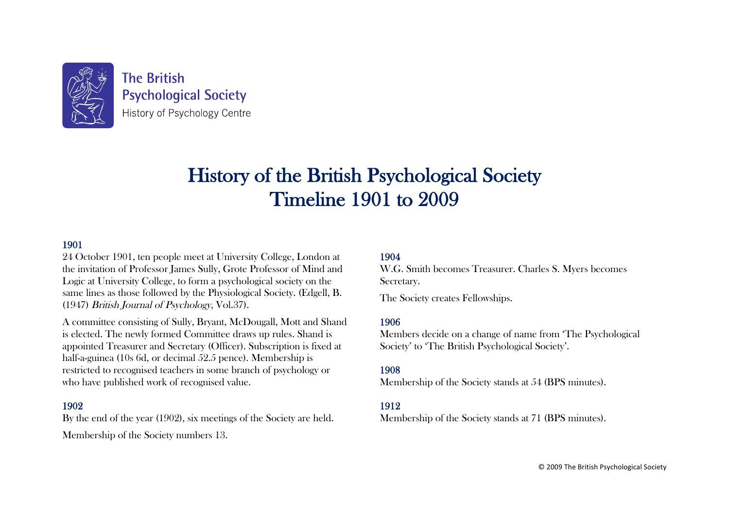The British Psychological Society
History of Psychology Centre

# History of the British Psychological Society Timeline 1901 to 2009

### 1901

24 October 1901, ten people meet at University College, London at the invitation of Professor James Sully, Grote Professor of Mind and Logic at University College, to form a psychological society on the same lines as those followed by the Physiological Society. (Edgell, B. (1947) *British Journal of Psychology*, Vol.37).

A committee consisting of Sully, Bryant, McDougall, Mott and Shand is elected. The newly formed Committee draws up rules. Shand is appointed Treasurer and Secretary (Officer). Subscription is fixed at half-a-guinea (10s 6d, or decimal 52.5 pence). Membership is restricted to recognised teachers in some branch of psychology or who have published work of recognised value.

### 1902

By the end of the year (1902), six meetings of the Society are held.

Membership of the Society numbers 13.

### 1904

W.G. Smith becomes Treasurer. Charles S. Myers becomes Secretary.

The Society creates Fellowships.

### 1906

Members decide on a change of name from 'The Psychological Society' to 'The British Psychological Society'.

### 1908

Membership of the Society stands at 54 (BPS minutes).

### 1912

Membership of the Society stands at 71 (BPS minutes).

© 2009 The British Psychological Society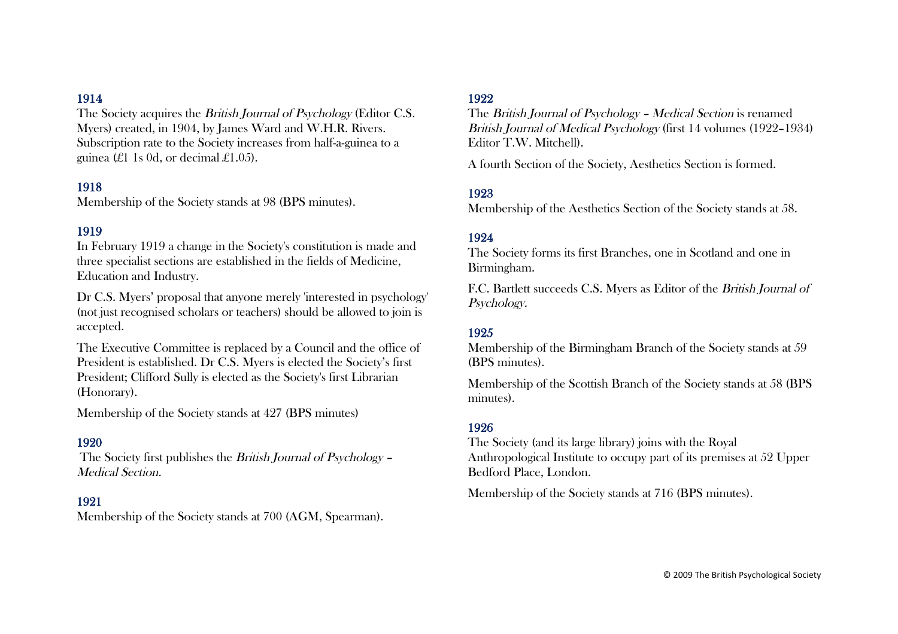### 1914

The Society acquires the *British Journal of Psychology* (Editor C.S. Myers) created, in 1904, by James Ward and W.H.R. Rivers. Subscription rate to the Society increases from half-a-guinea to a guinea (£1 1s 0d, or decimal £1.05).

### 1918

Membership of the Society stands at 98 (BPS minutes).

### 1919

In February 1919 a change in the Society's constitution is made and three specialist sections are established in the fields of Medicine, Education and Industry.

Dr C.S. Myers' proposal that anyone merely 'interested in psychology' (not just recognised scholars or teachers) should be allowed to join is accepted.

The Executive Committee is replaced by a Council and the office of President is established. Dr C.S. Myers is elected the Society's first President; Clifford Sully is elected as the Society's first Librarian (Honorary).

Membership of the Society stands at 427 (BPS minutes)

### 1920

The Society first publishes the *British Journal of Psychology – Medical Section.*

### 1921

Membership of the Society stands at 700 (AGM, Spearman).

### 1922

The *British Journal of Psychology – Medical Section* is renamed *British Journal of Medical Psychology* (first 14 volumes (1922–1934) Editor T.W. Mitchell).

A fourth Section of the Society, Aesthetics Section is formed.

### 1923

Membership of the Aesthetics Section of the Society stands at 58.

### 1924

The Society forms its first Branches, one in Scotland and one in Birmingham.

F.C. Bartlett succeeds C.S. Myers as Editor of the *British Journal of Psychology.*

### 1925

Membership of the Birmingham Branch of the Society stands at 59 (BPS minutes).

Membership of the Scottish Branch of the Society stands at 58 (BPS minutes).

### 1926

The Society (and its large library) joins with the Royal Anthropological Institute to occupy part of its premises at 52 Upper Bedford Place, London.

Membership of the Society stands at 716 (BPS minutes).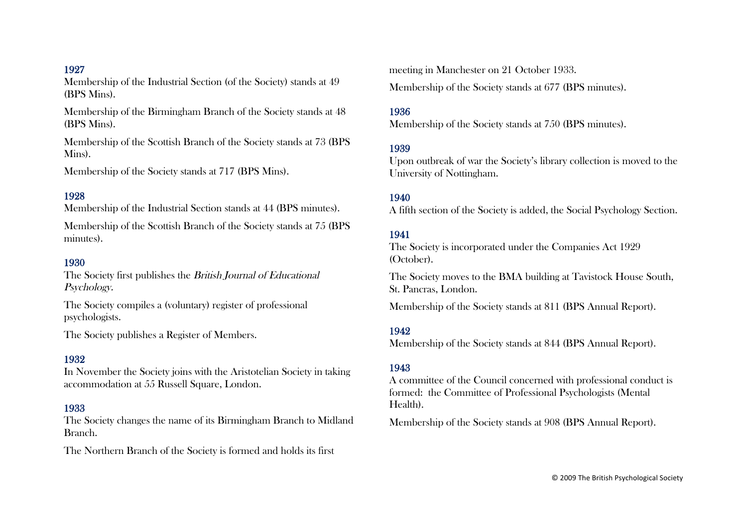### 1927

Membership of the Industrial Section (of the Society) stands at 49 (BPS Mins).

Membership of the Birmingham Branch of the Society stands at 48 (BPS Mins).

Membership of the Scottish Branch of the Society stands at 73 (BPS Mins).

Membership of the Society stands at 717 (BPS Mins).

### 1928

Membership of the Industrial Section stands at 44 (BPS minutes).

Membership of the Scottish Branch of the Society stands at 75 (BPS minutes).

### 1930

The Society first publishes the *British Journal of Educational Psychology.*

The Society compiles a (voluntary) register of professional psychologists.

The Society publishes a Register of Members.

### 1932

In November the Society joins with the Aristotelian Society in taking accommodation at 55 Russell Square, London.

### 1933

The Society changes the name of its Birmingham Branch to Midland Branch.

The Northern Branch of the Society is formed and holds its first meeting in Manchester on 21 October 1933.

Membership of the Society stands at 677 (BPS minutes).

### 1936

Membership of the Society stands at 750 (BPS minutes).

### 1939

Upon outbreak of war the Society's library collection is moved to the University of Nottingham.

### 1940

A fifth section of the Society is added, the Social Psychology Section.

### 1941

The Society is incorporated under the Companies Act 1929 (October).

The Society moves to the BMA building at Tavistock House South, St. Pancras, London.

Membership of the Society stands at 811 (BPS Annual Report).

### 1942

Membership of the Society stands at 844 (BPS Annual Report).

### 1943

A committee of the Council concerned with professional conduct is formed: the Committee of Professional Psychologists (Mental Health).

Membership of the Society stands at 908 (BPS Annual Report).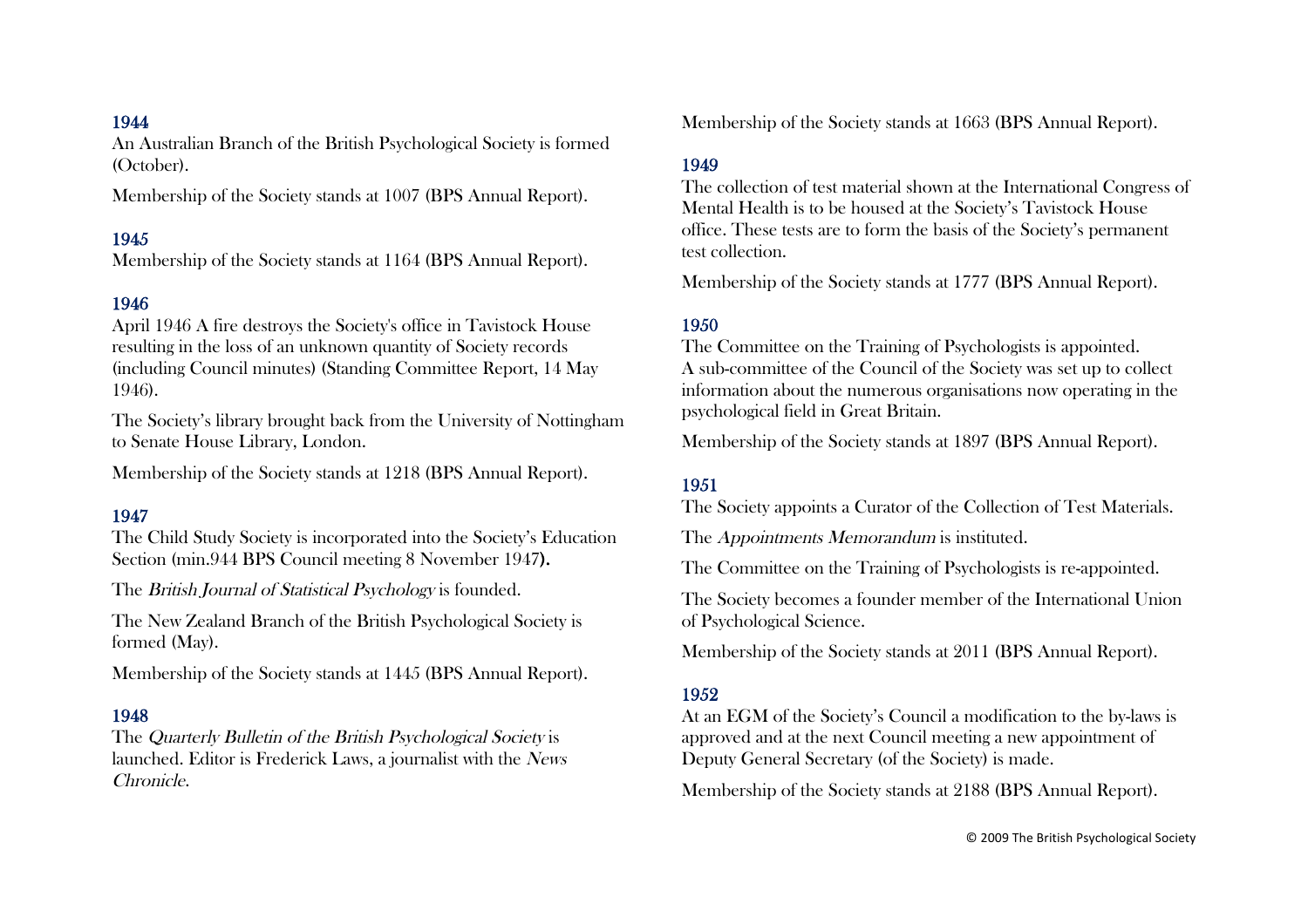### 1944

An Australian Branch of the British Psychological Society is formed (October).

Membership of the Society stands at 1007 (BPS Annual Report).

### 1945

Membership of the Society stands at 1164 (BPS Annual Report).

### 1946

April 1946 A fire destroys the Society's office in Tavistock House resulting in the loss of an unknown quantity of Society records (including Council minutes) (Standing Committee Report, 14 May 1946).

The Society's library brought back from the University of Nottingham to Senate House Library, London.

Membership of the Society stands at 1218 (BPS Annual Report).

### 1947

The Child Study Society is incorporated into the Society's Education Section (min.944 BPS Council meeting 8 November 1947**).**

The *British Journal of Statistical Psychology* is founded.

The New Zealand Branch of the British Psychological Society is formed (May).

Membership of the Society stands at 1445 (BPS Annual Report).

### 1948

The *Quarterly Bulletin of the British Psychological Society* is launched. Editor is Frederick Laws, a journalist with the *News Chronicle*.

Membership of the Society stands at 1663 (BPS Annual Report).

### 1949

The collection of test material shown at the International Congress of Mental Health is to be housed at the Society's Tavistock House office. These tests are to form the basis of the Society's permanent test collection.

Membership of the Society stands at 1777 (BPS Annual Report).

### 1950

The Committee on the Training of Psychologists is appointed.
A sub-committee of the Council of the Society was set up to collect information about the numerous organisations now operating in the psychological field in Great Britain.

Membership of the Society stands at 1897 (BPS Annual Report).

### 1951

The Society appoints a Curator of the Collection of Test Materials.

The *Appointments Memorandum* is instituted.

The Committee on the Training of Psychologists is re-appointed.

The Society becomes a founder member of the International Union of Psychological Science.

Membership of the Society stands at 2011 (BPS Annual Report).

### 1952

At an EGM of the Society's Council a modification to the by-laws is approved and at the next Council meeting a new appointment of Deputy General Secretary (of the Society) is made.

Membership of the Society stands at 2188 (BPS Annual Report).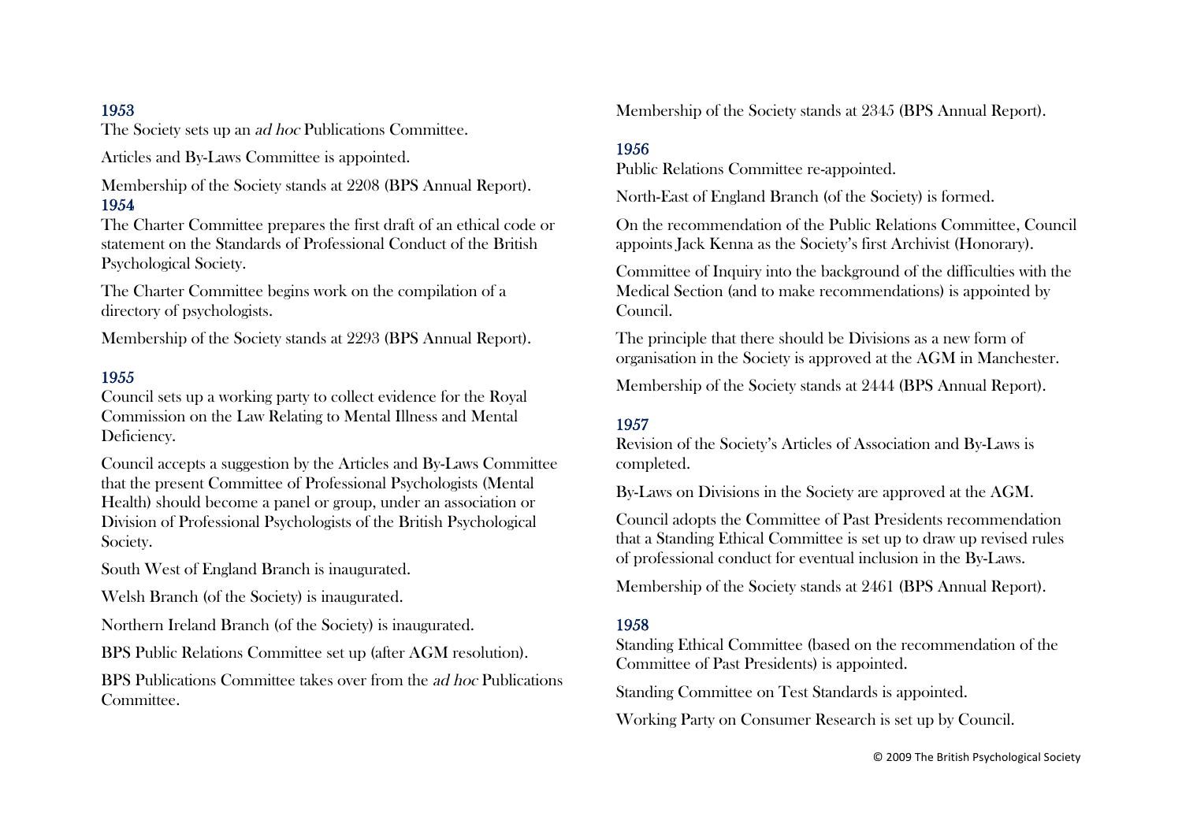## 1953

The Society sets up an *ad hoc* Publications Committee.

Articles and By-Laws Committee is appointed.

Membership of the Society stands at 2208 (BPS Annual Report).

## 1954

The Charter Committee prepares the first draft of an ethical code or statement on the Standards of Professional Conduct of the British Psychological Society.

The Charter Committee begins work on the compilation of a directory of psychologists.

Membership of the Society stands at 2293 (BPS Annual Report).

## 1955

Council sets up a working party to collect evidence for the Royal Commission on the Law Relating to Mental Illness and Mental Deficiency.

Council accepts a suggestion by the Articles and By-Laws Committee that the present Committee of Professional Psychologists (Mental Health) should become a panel or group, under an association or Division of Professional Psychologists of the British Psychological Society.

South West of England Branch is inaugurated.

Welsh Branch (of the Society) is inaugurated.

Northern Ireland Branch (of the Society) is inaugurated.

BPS Public Relations Committee set up (after AGM resolution).

BPS Publications Committee takes over from the *ad hoc* Publications Committee.

Membership of the Society stands at 2345 (BPS Annual Report).

## 1956

Public Relations Committee re-appointed.

North-East of England Branch (of the Society) is formed.

On the recommendation of the Public Relations Committee, Council appoints Jack Kenna as the Society's first Archivist (Honorary).

Committee of Inquiry into the background of the difficulties with the Medical Section (and to make recommendations) is appointed by Council.

The principle that there should be Divisions as a new form of organisation in the Society is approved at the AGM in Manchester.

Membership of the Society stands at 2444 (BPS Annual Report).

## 1957

Revision of the Society's Articles of Association and By-Laws is completed.

By-Laws on Divisions in the Society are approved at the AGM.

Council adopts the Committee of Past Presidents recommendation that a Standing Ethical Committee is set up to draw up revised rules of professional conduct for eventual inclusion in the By-Laws.

Membership of the Society stands at 2461 (BPS Annual Report).

## 1958

Standing Ethical Committee (based on the recommendation of the Committee of Past Presidents) is appointed.

Standing Committee on Test Standards is appointed.

Working Party on Consumer Research is set up by Council.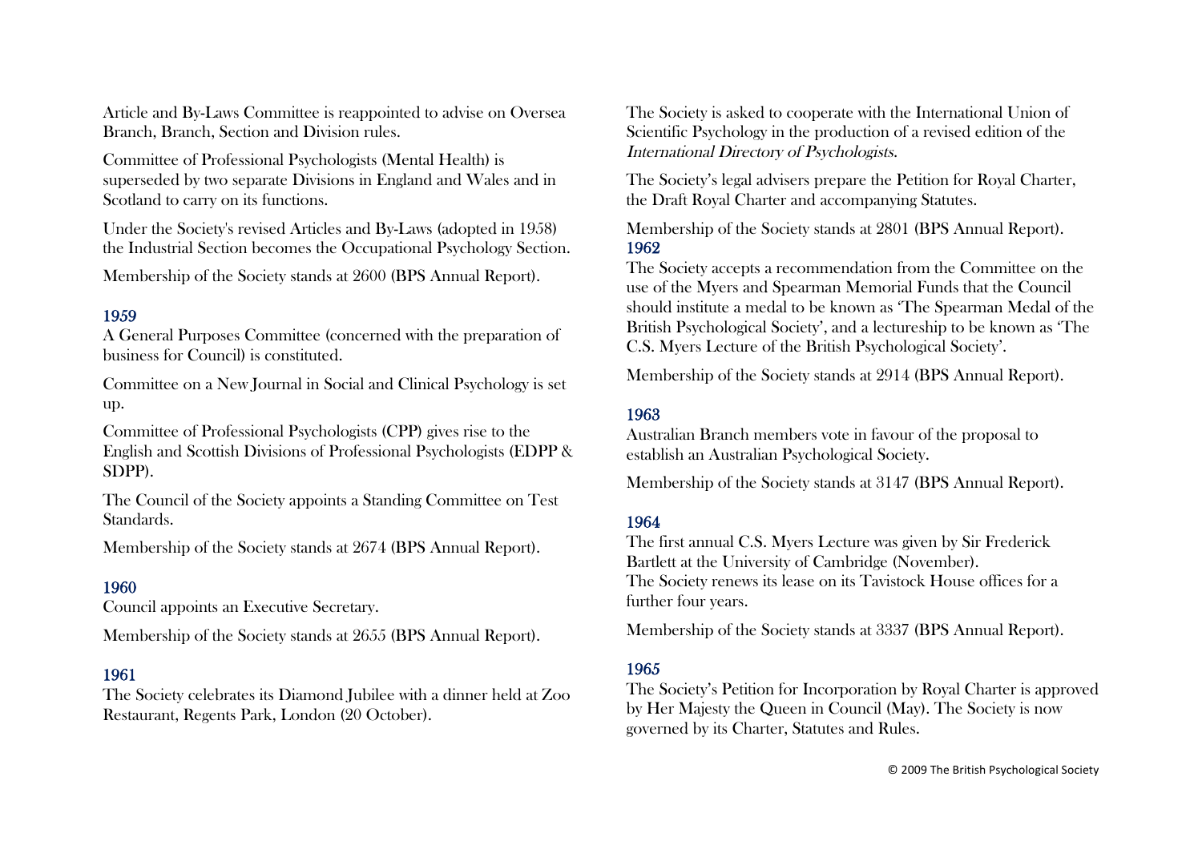Article and By-Laws Committee is reappointed to advise on Oversea Branch, Branch, Section and Division rules.

Committee of Professional Psychologists (Mental Health) is superseded by two separate Divisions in England and Wales and in Scotland to carry on its functions.

Under the Society's revised Articles and By-Laws (adopted in 1958) the Industrial Section becomes the Occupational Psychology Section.

Membership of the Society stands at 2600 (BPS Annual Report).

### 1959

A General Purposes Committee (concerned with the preparation of business for Council) is constituted.

Committee on a New Journal in Social and Clinical Psychology is set up.

Committee of Professional Psychologists (CPP) gives rise to the English and Scottish Divisions of Professional Psychologists (EDPP & SDPP).

The Council of the Society appoints a Standing Committee on Test Standards.

Membership of the Society stands at 2674 (BPS Annual Report).

### 1960

Council appoints an Executive Secretary.

Membership of the Society stands at 2655 (BPS Annual Report).

### 1961

The Society celebrates its Diamond Jubilee with a dinner held at Zoo Restaurant, Regents Park, London (20 October).

The Society is asked to cooperate with the International Union of Scientific Psychology in the production of a revised edition of the *International Directory of Psychologists*.

The Society's legal advisers prepare the Petition for Royal Charter, the Draft Royal Charter and accompanying Statutes.

Membership of the Society stands at 2801 (BPS Annual Report).

### 1962

The Society accepts a recommendation from the Committee on the use of the Myers and Spearman Memorial Funds that the Council should institute a medal to be known as 'The Spearman Medal of the British Psychological Society', and a lectureship to be known as 'The C.S. Myers Lecture of the British Psychological Society'.

Membership of the Society stands at 2914 (BPS Annual Report).

### 1963

Australian Branch members vote in favour of the proposal to establish an Australian Psychological Society.

Membership of the Society stands at 3147 (BPS Annual Report).

### 1964

The first annual C.S. Myers Lecture was given by Sir Frederick Bartlett at the University of Cambridge (November).
The Society renews its lease on its Tavistock House offices for a further four years.

Membership of the Society stands at 3337 (BPS Annual Report).

### 1965

The Society's Petition for Incorporation by Royal Charter is approved by Her Majesty the Queen in Council (May). The Society is now governed by its Charter, Statutes and Rules.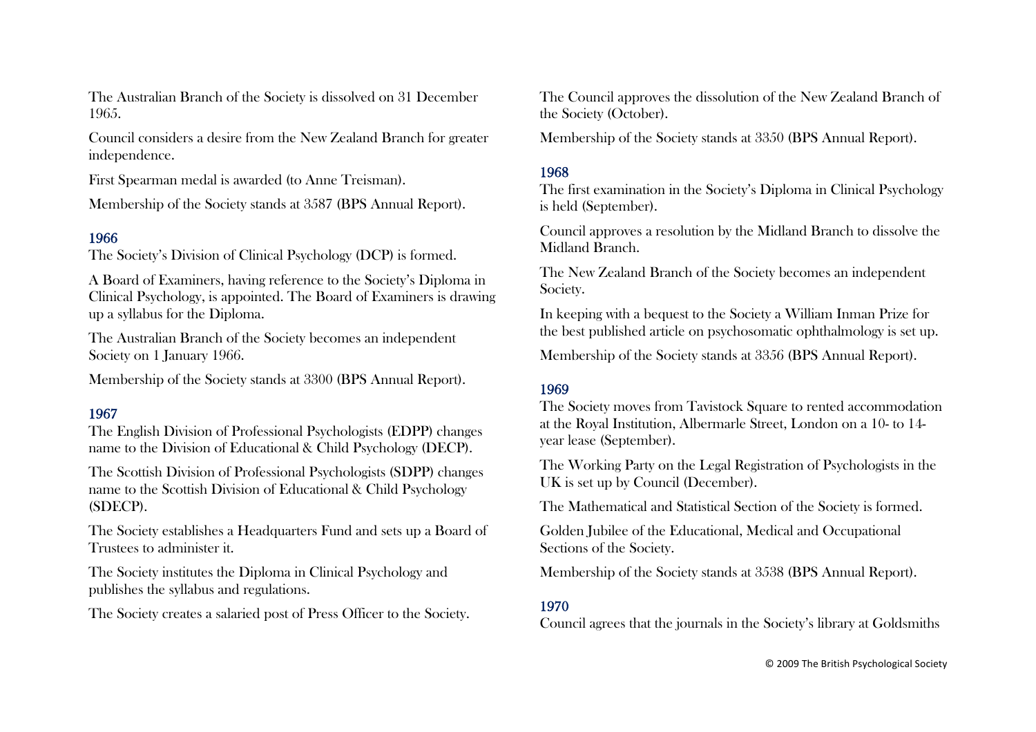The Australian Branch of the Society is dissolved on 31 December 1965.

Council considers a desire from the New Zealand Branch for greater independence.

First Spearman medal is awarded (to Anne Treisman).

Membership of the Society stands at 3587 (BPS Annual Report).

## 1966

The Society's Division of Clinical Psychology (DCP) is formed.

A Board of Examiners, having reference to the Society's Diploma in Clinical Psychology, is appointed. The Board of Examiners is drawing up a syllabus for the Diploma.

The Australian Branch of the Society becomes an independent Society on 1 January 1966.

Membership of the Society stands at 3300 (BPS Annual Report).

## 1967

The English Division of Professional Psychologists (EDPP) changes name to the Division of Educational & Child Psychology (DECP).

The Scottish Division of Professional Psychologists (SDPP) changes name to the Scottish Division of Educational & Child Psychology (SDECP).

The Society establishes a Headquarters Fund and sets up a Board of Trustees to administer it.

The Society institutes the Diploma in Clinical Psychology and publishes the syllabus and regulations.

The Society creates a salaried post of Press Officer to the Society.

The Council approves the dissolution of the New Zealand Branch of the Society (October).

Membership of the Society stands at 3350 (BPS Annual Report).

## 1968

The first examination in the Society's Diploma in Clinical Psychology is held (September).

Council approves a resolution by the Midland Branch to dissolve the Midland Branch.

The New Zealand Branch of the Society becomes an independent Society.

In keeping with a bequest to the Society a William Inman Prize for the best published article on psychosomatic ophthalmology is set up.

Membership of the Society stands at 3356 (BPS Annual Report).

## 1969

The Society moves from Tavistock Square to rented accommodation at the Royal Institution, Albermarle Street, London on a 10- to 14-year lease (September).

The Working Party on the Legal Registration of Psychologists in the UK is set up by Council (December).

The Mathematical and Statistical Section of the Society is formed.

Golden Jubilee of the Educational, Medical and Occupational Sections of the Society.

Membership of the Society stands at 3538 (BPS Annual Report).

## 1970

Council agrees that the journals in the Society's library at Goldsmiths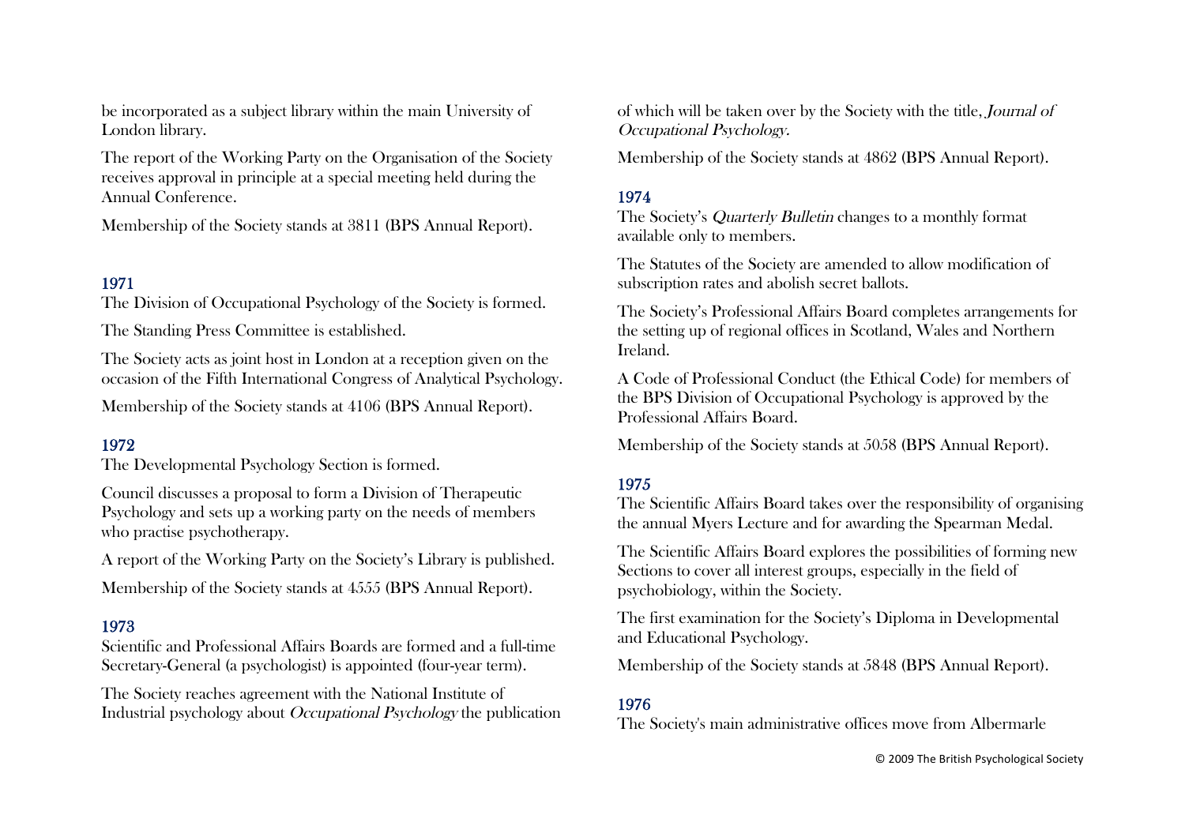be incorporated as a subject library within the main University of London library.

The report of the Working Party on the Organisation of the Society receives approval in principle at a special meeting held during the Annual Conference.

Membership of the Society stands at 3811 (BPS Annual Report).

## 1971

The Division of Occupational Psychology of the Society is formed.

The Standing Press Committee is established.

The Society acts as joint host in London at a reception given on the occasion of the Fifth International Congress of Analytical Psychology.

Membership of the Society stands at 4106 (BPS Annual Report).

## 1972

The Developmental Psychology Section is formed.

Council discusses a proposal to form a Division of Therapeutic Psychology and sets up a working party on the needs of members who practise psychotherapy.

A report of the Working Party on the Society's Library is published.

Membership of the Society stands at 4555 (BPS Annual Report).

## 1973

Scientific and Professional Affairs Boards are formed and a full-time Secretary-General (a psychologist) is appointed (four-year term).

The Society reaches agreement with the National Institute of Industrial psychology about *Occupational Psychology* the publication of which will be taken over by the Society with the title, *Journal of Occupational Psychology.*

Membership of the Society stands at 4862 (BPS Annual Report).

## 1974

The Society's *Quarterly Bulletin* changes to a monthly format available only to members.

The Statutes of the Society are amended to allow modification of subscription rates and abolish secret ballots.

The Society's Professional Affairs Board completes arrangements for the setting up of regional offices in Scotland, Wales and Northern Ireland.

A Code of Professional Conduct (the Ethical Code) for members of the BPS Division of Occupational Psychology is approved by the Professional Affairs Board.

Membership of the Society stands at 5058 (BPS Annual Report).

## 1975

The Scientific Affairs Board takes over the responsibility of organising the annual Myers Lecture and for awarding the Spearman Medal.

The Scientific Affairs Board explores the possibilities of forming new Sections to cover all interest groups, especially in the field of psychobiology, within the Society.

The first examination for the Society's Diploma in Developmental and Educational Psychology.

Membership of the Society stands at 5848 (BPS Annual Report).

## 1976

The Society's main administrative offices move from Albermarle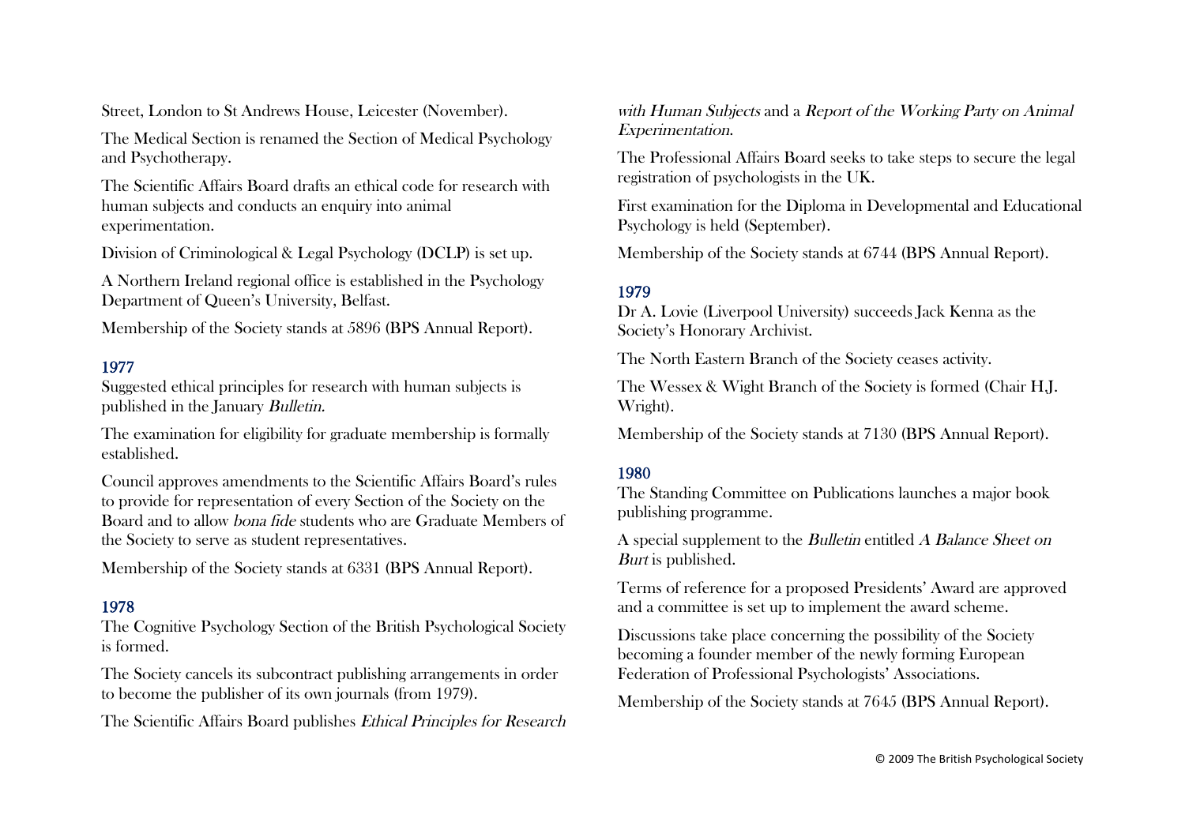Street, London to St Andrews House, Leicester (November).

The Medical Section is renamed the Section of Medical Psychology and Psychotherapy.

The Scientific Affairs Board drafts an ethical code for research with human subjects and conducts an enquiry into animal experimentation.

Division of Criminological & Legal Psychology (DCLP) is set up.

A Northern Ireland regional office is established in the Psychology Department of Queen's University, Belfast.

Membership of the Society stands at 5896 (BPS Annual Report).

### 1977

Suggested ethical principles for research with human subjects is published in the January *Bulletin*.

The examination for eligibility for graduate membership is formally established.

Council approves amendments to the Scientific Affairs Board's rules to provide for representation of every Section of the Society on the Board and to allow *bona fide* students who are Graduate Members of the Society to serve as student representatives.

Membership of the Society stands at 6331 (BPS Annual Report).

### 1978

The Cognitive Psychology Section of the British Psychological Society is formed.

The Society cancels its subcontract publishing arrangements in order to become the publisher of its own journals (from 1979).

The Scientific Affairs Board publishes *Ethical Principles for Research with Human Subjects* and a *Report of the Working Party on Animal Experimentation*.

The Professional Affairs Board seeks to take steps to secure the legal registration of psychologists in the UK.

First examination for the Diploma in Developmental and Educational Psychology is held (September).

Membership of the Society stands at 6744 (BPS Annual Report).

### 1979

Dr A. Lovie (Liverpool University) succeeds Jack Kenna as the Society's Honorary Archivist.

The North Eastern Branch of the Society ceases activity.

The Wessex & Wight Branch of the Society is formed (Chair H.J. Wright).

Membership of the Society stands at 7130 (BPS Annual Report).

### 1980

The Standing Committee on Publications launches a major book publishing programme.

A special supplement to the *Bulletin* entitled *A Balance Sheet on Burt* is published.

Terms of reference for a proposed Presidents' Award are approved and a committee is set up to implement the award scheme.

Discussions take place concerning the possibility of the Society becoming a founder member of the newly forming European Federation of Professional Psychologists' Associations.

Membership of the Society stands at 7645 (BPS Annual Report).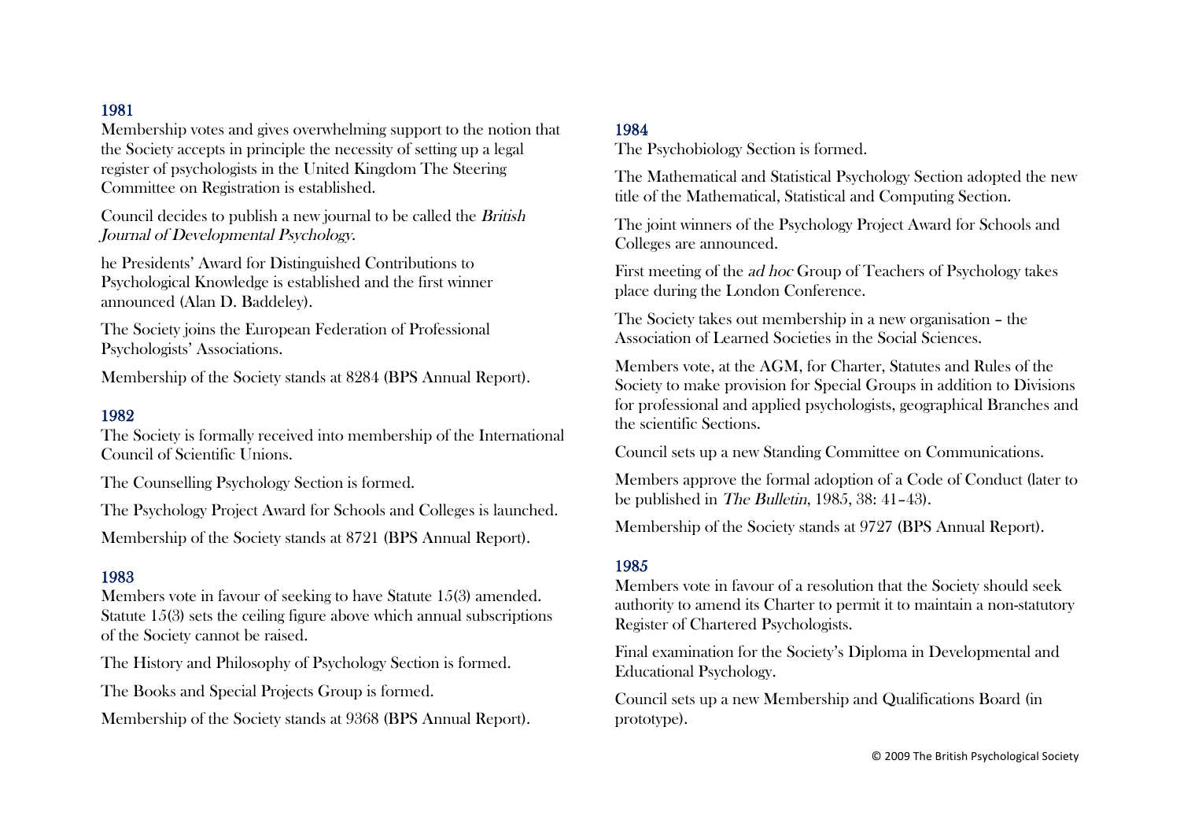## 1981

Membership votes and gives overwhelming support to the notion that the Society accepts in principle the necessity of setting up a legal register of psychologists in the United Kingdom The Steering Committee on Registration is established.

Council decides to publish a new journal to be called the *British Journal of Developmental Psychology*.

he Presidents' Award for Distinguished Contributions to Psychological Knowledge is established and the first winner announced (Alan D. Baddeley).

The Society joins the European Federation of Professional Psychologists' Associations.

Membership of the Society stands at 8284 (BPS Annual Report).

## 1982

The Society is formally received into membership of the International Council of Scientific Unions.

The Counselling Psychology Section is formed.

The Psychology Project Award for Schools and Colleges is launched.

Membership of the Society stands at 8721 (BPS Annual Report).

## 1983

Members vote in favour of seeking to have Statute 15(3) amended. Statute 15(3) sets the ceiling figure above which annual subscriptions of the Society cannot be raised.

The History and Philosophy of Psychology Section is formed.

The Books and Special Projects Group is formed.

Membership of the Society stands at 9368 (BPS Annual Report).

## 1984

The Psychobiology Section is formed.

The Mathematical and Statistical Psychology Section adopted the new title of the Mathematical, Statistical and Computing Section.

The joint winners of the Psychology Project Award for Schools and Colleges are announced.

First meeting of the *ad hoc* Group of Teachers of Psychology takes place during the London Conference.

The Society takes out membership in a new organisation – the Association of Learned Societies in the Social Sciences.

Members vote, at the AGM, for Charter, Statutes and Rules of the Society to make provision for Special Groups in addition to Divisions for professional and applied psychologists, geographical Branches and the scientific Sections.

Council sets up a new Standing Committee on Communications.

Members approve the formal adoption of a Code of Conduct (later to be published in *The Bulletin*, 1985, 38: 41–43).

Membership of the Society stands at 9727 (BPS Annual Report).

## 1985

Members vote in favour of a resolution that the Society should seek authority to amend its Charter to permit it to maintain a non-statutory Register of Chartered Psychologists.

Final examination for the Society's Diploma in Developmental and Educational Psychology.

Council sets up a new Membership and Qualifications Board (in prototype).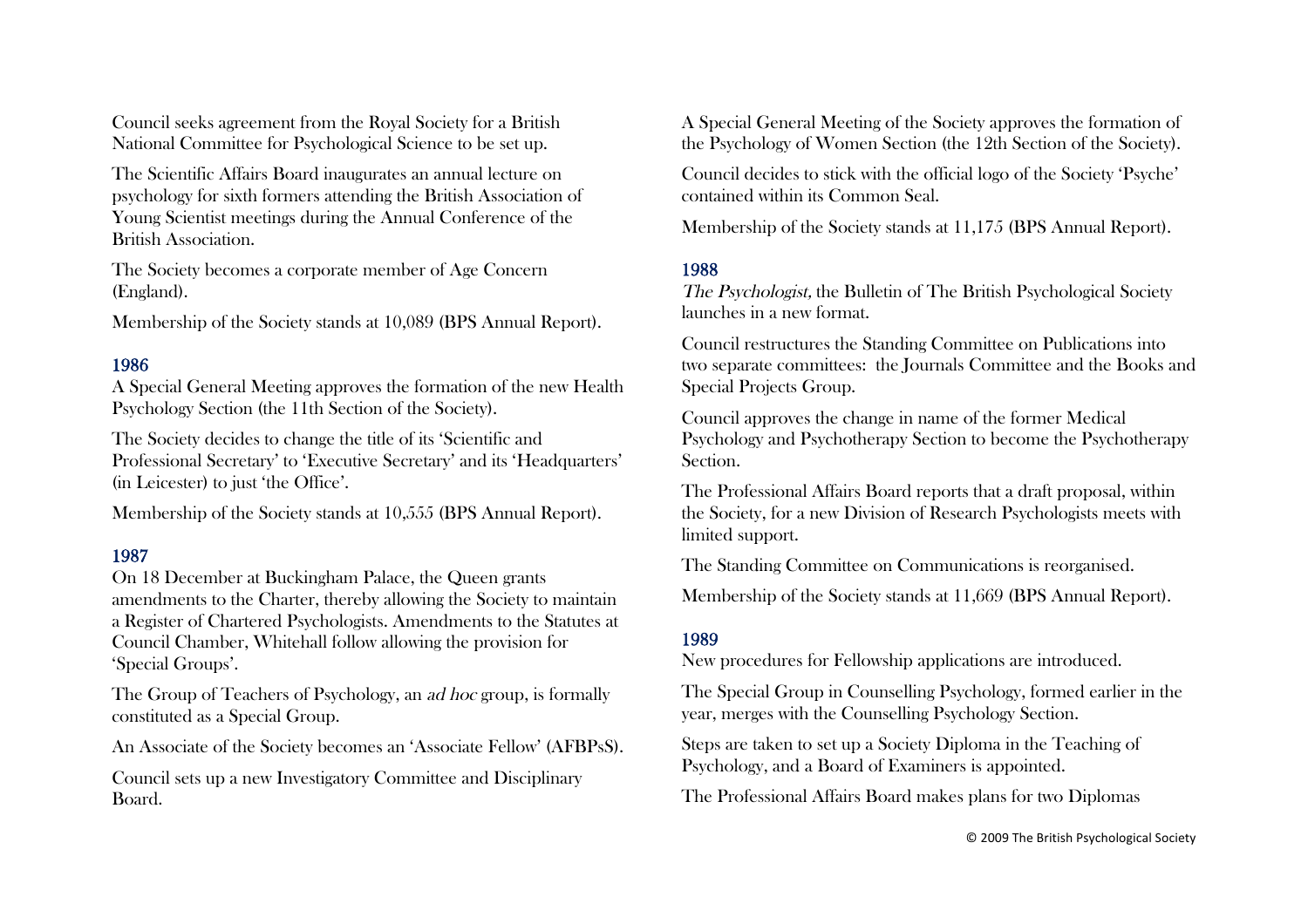Council seeks agreement from the Royal Society for a British National Committee for Psychological Science to be set up.

The Scientific Affairs Board inaugurates an annual lecture on psychology for sixth formers attending the British Association of Young Scientist meetings during the Annual Conference of the British Association.

The Society becomes a corporate member of Age Concern (England).

Membership of the Society stands at 10,089 (BPS Annual Report).

### 1986

A Special General Meeting approves the formation of the new Health Psychology Section (the 11th Section of the Society).

The Society decides to change the title of its 'Scientific and Professional Secretary' to 'Executive Secretary' and its 'Headquarters' (in Leicester) to just 'the Office'.

Membership of the Society stands at 10,555 (BPS Annual Report).

### 1987

On 18 December at Buckingham Palace, the Queen grants amendments to the Charter, thereby allowing the Society to maintain a Register of Chartered Psychologists. Amendments to the Statutes at Council Chamber, Whitehall follow allowing the provision for 'Special Groups'.

The Group of Teachers of Psychology, an *ad hoc* group, is formally constituted as a Special Group.

An Associate of the Society becomes an 'Associate Fellow' (AFBPsS).

Council sets up a new Investigatory Committee and Disciplinary Board.

A Special General Meeting of the Society approves the formation of the Psychology of Women Section (the 12th Section of the Society).

Council decides to stick with the official logo of the Society 'Psyche' contained within its Common Seal.

Membership of the Society stands at 11,175 (BPS Annual Report).

### 1988

*The Psychologist,* the Bulletin of The British Psychological Society launches in a new format.

Council restructures the Standing Committee on Publications into two separate committees: the Journals Committee and the Books and Special Projects Group.

Council approves the change in name of the former Medical Psychology and Psychotherapy Section to become the Psychotherapy Section.

The Professional Affairs Board reports that a draft proposal, within the Society, for a new Division of Research Psychologists meets with limited support.

The Standing Committee on Communications is reorganised.

Membership of the Society stands at 11,669 (BPS Annual Report).

### 1989

New procedures for Fellowship applications are introduced.

The Special Group in Counselling Psychology, formed earlier in the year, merges with the Counselling Psychology Section.

Steps are taken to set up a Society Diploma in the Teaching of Psychology, and a Board of Examiners is appointed.

The Professional Affairs Board makes plans for two Diplomas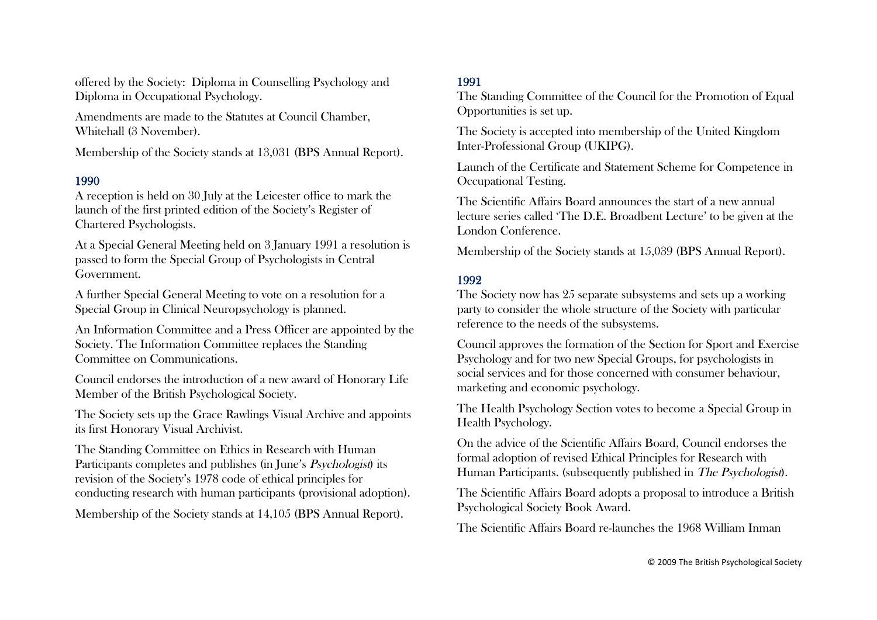offered by the Society: Diploma in Counselling Psychology and Diploma in Occupational Psychology.

Amendments are made to the Statutes at Council Chamber, Whitehall (3 November).

Membership of the Society stands at 13,031 (BPS Annual Report).

## 1990

A reception is held on 30 July at the Leicester office to mark the launch of the first printed edition of the Society's Register of Chartered Psychologists.

At a Special General Meeting held on 3 January 1991 a resolution is passed to form the Special Group of Psychologists in Central Government.

A further Special General Meeting to vote on a resolution for a Special Group in Clinical Neuropsychology is planned.

An Information Committee and a Press Officer are appointed by the Society. The Information Committee replaces the Standing Committee on Communications.

Council endorses the introduction of a new award of Honorary Life Member of the British Psychological Society.

The Society sets up the Grace Rawlings Visual Archive and appoints its first Honorary Visual Archivist.

The Standing Committee on Ethics in Research with Human Participants completes and publishes (in June's *Psychologist*) its revision of the Society's 1978 code of ethical principles for conducting research with human participants (provisional adoption).

Membership of the Society stands at 14,105 (BPS Annual Report).

## 1991

The Standing Committee of the Council for the Promotion of Equal Opportunities is set up.

The Society is accepted into membership of the United Kingdom Inter-Professional Group (UKIPG).

Launch of the Certificate and Statement Scheme for Competence in Occupational Testing.

The Scientific Affairs Board announces the start of a new annual lecture series called 'The D.E. Broadbent Lecture' to be given at the London Conference.

Membership of the Society stands at 15,039 (BPS Annual Report).

## 1992

The Society now has 25 separate subsystems and sets up a working party to consider the whole structure of the Society with particular reference to the needs of the subsystems.

Council approves the formation of the Section for Sport and Exercise Psychology and for two new Special Groups, for psychologists in social services and for those concerned with consumer behaviour, marketing and economic psychology.

The Health Psychology Section votes to become a Special Group in Health Psychology.

On the advice of the Scientific Affairs Board, Council endorses the formal adoption of revised Ethical Principles for Research with Human Participants. (subsequently published in *The Psychologist*).

The Scientific Affairs Board adopts a proposal to introduce a British Psychological Society Book Award.

The Scientific Affairs Board re-launches the 1968 William Inman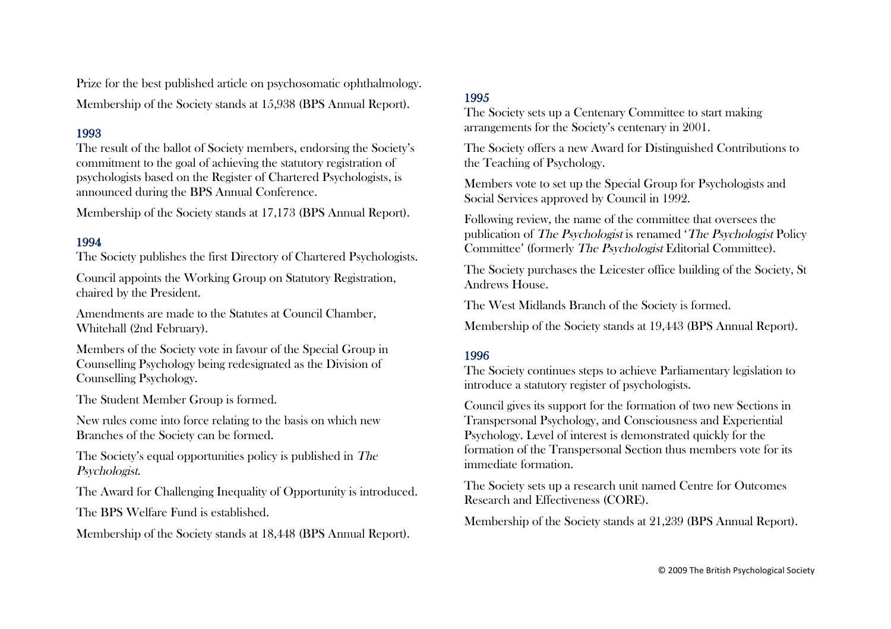Prize for the best published article on psychosomatic ophthalmology.

Membership of the Society stands at 15,938 (BPS Annual Report).

### 1993

The result of the ballot of Society members, endorsing the Society's commitment to the goal of achieving the statutory registration of psychologists based on the Register of Chartered Psychologists, is announced during the BPS Annual Conference.

Membership of the Society stands at 17,173 (BPS Annual Report).

### 1994

The Society publishes the first Directory of Chartered Psychologists.

Council appoints the Working Group on Statutory Registration, chaired by the President.

Amendments are made to the Statutes at Council Chamber, Whitehall (2nd February).

Members of the Society vote in favour of the Special Group in Counselling Psychology being redesignated as the Division of Counselling Psychology.

The Student Member Group is formed.

New rules come into force relating to the basis on which new Branches of the Society can be formed.

The Society's equal opportunities policy is published in *The Psychologist*.

The Award for Challenging Inequality of Opportunity is introduced.

The BPS Welfare Fund is established.

Membership of the Society stands at 18,448 (BPS Annual Report).

### 1995

The Society sets up a Centenary Committee to start making arrangements for the Society's centenary in 2001.

The Society offers a new Award for Distinguished Contributions to the Teaching of Psychology.

Members vote to set up the Special Group for Psychologists and Social Services approved by Council in 1992.

Following review, the name of the committee that oversees the publication of *The Psychologist* is renamed '*The Psychologist* Policy Committee' (formerly *The Psychologist* Editorial Committee).

The Society purchases the Leicester office building of the Society, St Andrews House.

The West Midlands Branch of the Society is formed.

Membership of the Society stands at 19,443 (BPS Annual Report).

### 1996

The Society continues steps to achieve Parliamentary legislation to introduce a statutory register of psychologists.

Council gives its support for the formation of two new Sections in Transpersonal Psychology, and Consciousness and Experiential Psychology. Level of interest is demonstrated quickly for the formation of the Transpersonal Section thus members vote for its immediate formation.

The Society sets up a research unit named Centre for Outcomes Research and Effectiveness (CORE).

Membership of the Society stands at 21,239 (BPS Annual Report).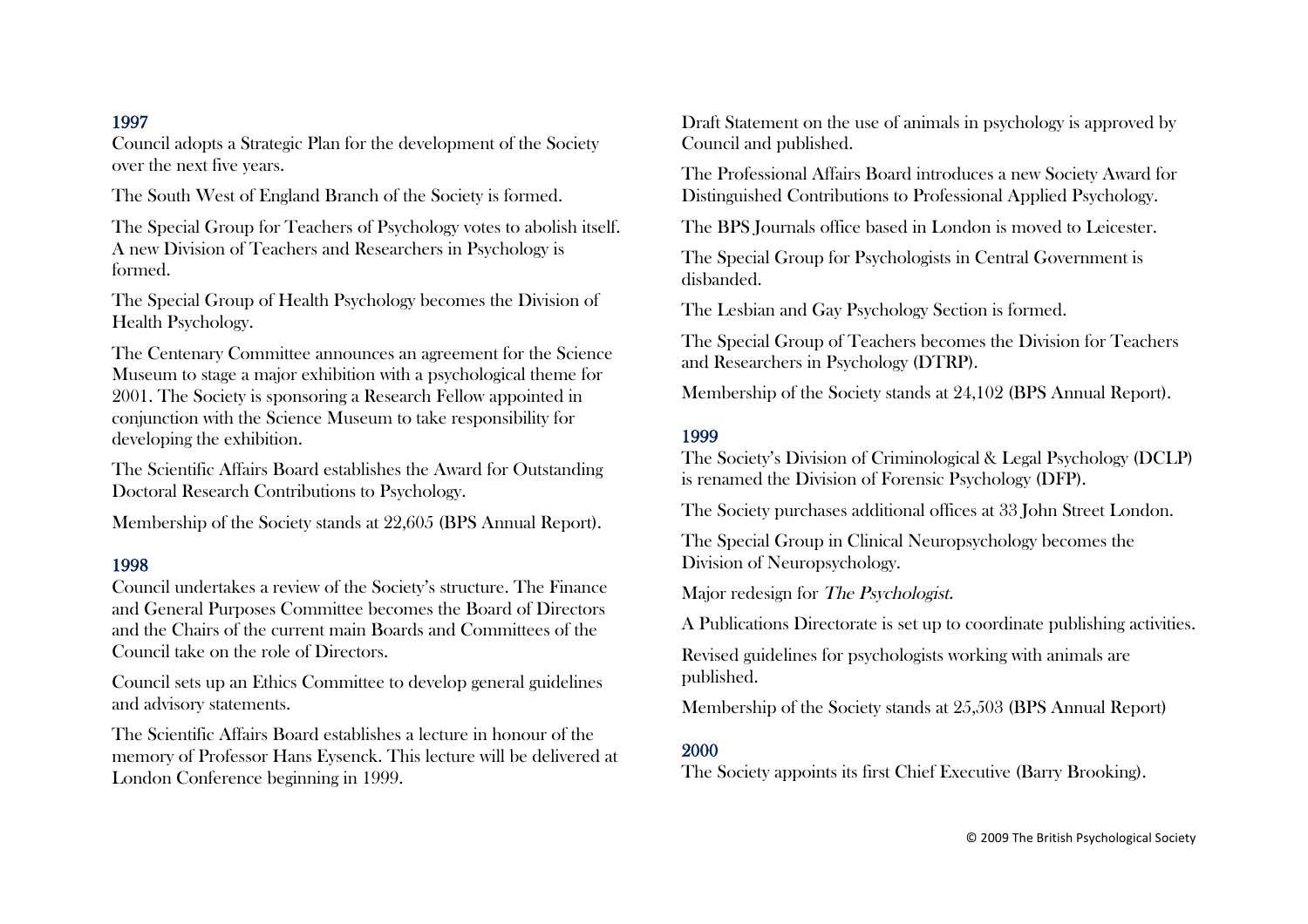## 1997

Council adopts a Strategic Plan for the development of the Society over the next five years.

The South West of England Branch of the Society is formed.

The Special Group for Teachers of Psychology votes to abolish itself. A new Division of Teachers and Researchers in Psychology is formed.

The Special Group of Health Psychology becomes the Division of Health Psychology.

The Centenary Committee announces an agreement for the Science Museum to stage a major exhibition with a psychological theme for 2001. The Society is sponsoring a Research Fellow appointed in conjunction with the Science Museum to take responsibility for developing the exhibition.

The Scientific Affairs Board establishes the Award for Outstanding Doctoral Research Contributions to Psychology.

Membership of the Society stands at 22,605 (BPS Annual Report).

## 1998

Council undertakes a review of the Society's structure. The Finance and General Purposes Committee becomes the Board of Directors and the Chairs of the current main Boards and Committees of the Council take on the role of Directors.

Council sets up an Ethics Committee to develop general guidelines and advisory statements.

The Scientific Affairs Board establishes a lecture in honour of the memory of Professor Hans Eysenck. This lecture will be delivered at London Conference beginning in 1999.

Draft Statement on the use of animals in psychology is approved by Council and published.

The Professional Affairs Board introduces a new Society Award for Distinguished Contributions to Professional Applied Psychology.

The BPS Journals office based in London is moved to Leicester.

The Special Group for Psychologists in Central Government is disbanded.

The Lesbian and Gay Psychology Section is formed.

The Special Group of Teachers becomes the Division for Teachers and Researchers in Psychology (DTRP).

Membership of the Society stands at 24,102 (BPS Annual Report).

## 1999

The Society's Division of Criminological & Legal Psychology (DCLP) is renamed the Division of Forensic Psychology (DFP).

The Society purchases additional offices at 33 John Street London.

The Special Group in Clinical Neuropsychology becomes the Division of Neuropsychology.

Major redesign for *The Psychologist*.

A Publications Directorate is set up to coordinate publishing activities.

Revised guidelines for psychologists working with animals are published.

Membership of the Society stands at 25,503 (BPS Annual Report)

## 2000

The Society appoints its first Chief Executive (Barry Brooking).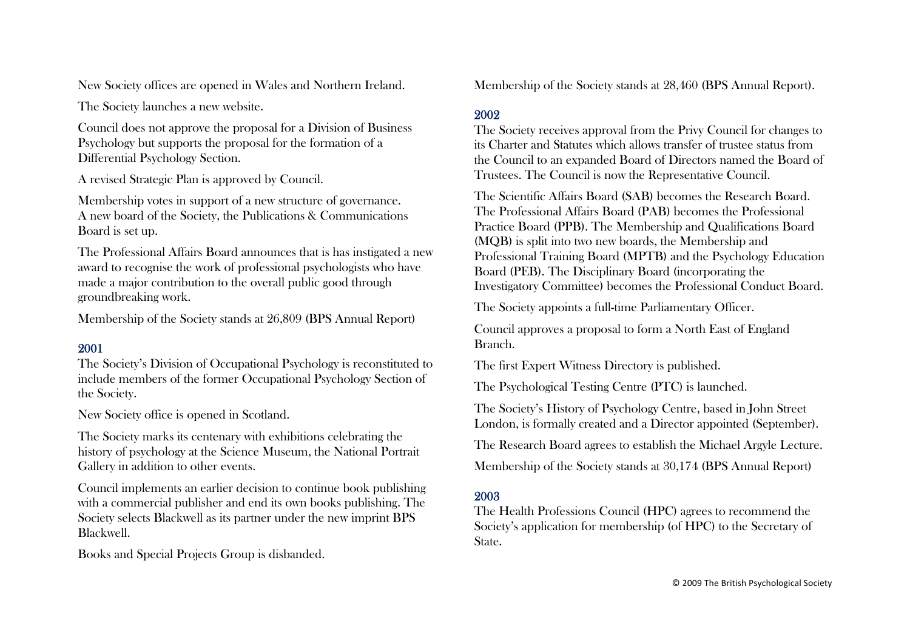New Society offices are opened in Wales and Northern Ireland.

The Society launches a new website.

Council does not approve the proposal for a Division of Business Psychology but supports the proposal for the formation of a Differential Psychology Section.

A revised Strategic Plan is approved by Council.

Membership votes in support of a new structure of governance. A new board of the Society, the Publications & Communications Board is set up.

The Professional Affairs Board announces that is has instigated a new award to recognise the work of professional psychologists who have made a major contribution to the overall public good through groundbreaking work.

Membership of the Society stands at 26,809 (BPS Annual Report)

## 2001

The Society's Division of Occupational Psychology is reconstituted to include members of the former Occupational Psychology Section of the Society.

New Society office is opened in Scotland.

The Society marks its centenary with exhibitions celebrating the history of psychology at the Science Museum, the National Portrait Gallery in addition to other events.

Council implements an earlier decision to continue book publishing with a commercial publisher and end its own books publishing. The Society selects Blackwell as its partner under the new imprint BPS Blackwell.

Books and Special Projects Group is disbanded.

Membership of the Society stands at 28,460 (BPS Annual Report).

## 2002

The Society receives approval from the Privy Council for changes to its Charter and Statutes which allows transfer of trustee status from the Council to an expanded Board of Directors named the Board of Trustees. The Council is now the Representative Council.

The Scientific Affairs Board (SAB) becomes the Research Board. The Professional Affairs Board (PAB) becomes the Professional Practice Board (PPB). The Membership and Qualifications Board (MQB) is split into two new boards, the Membership and Professional Training Board (MPTB) and the Psychology Education Board (PEB). The Disciplinary Board (incorporating the Investigatory Committee) becomes the Professional Conduct Board.

The Society appoints a full-time Parliamentary Officer.

Council approves a proposal to form a North East of England Branch.

The first Expert Witness Directory is published.

The Psychological Testing Centre (PTC) is launched.

The Society's History of Psychology Centre, based in John Street London, is formally created and a Director appointed (September).

The Research Board agrees to establish the Michael Argyle Lecture.

Membership of the Society stands at 30,174 (BPS Annual Report)

## 2003

The Health Professions Council (HPC) agrees to recommend the Society's application for membership (of HPC) to the Secretary of State.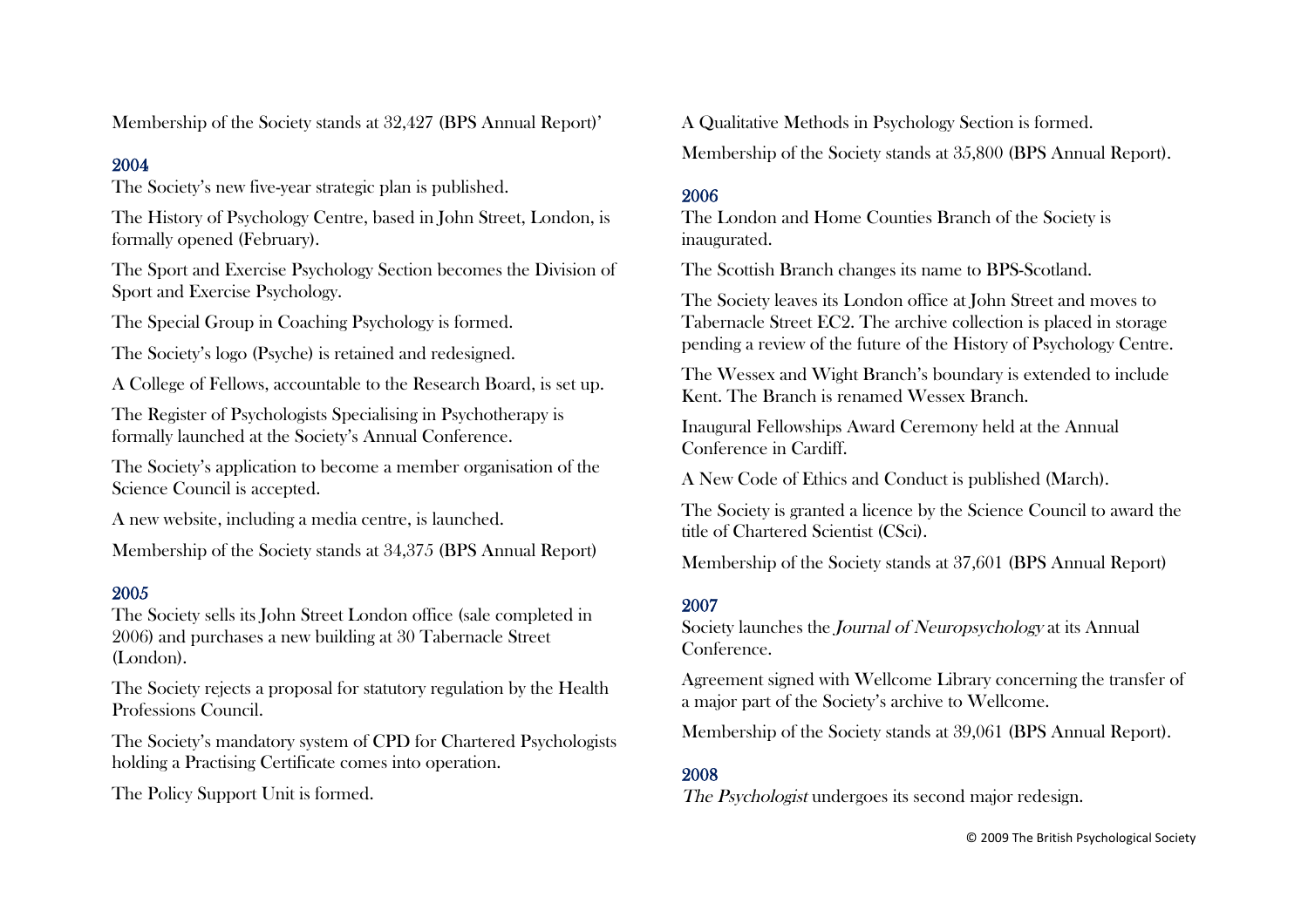Membership of the Society stands at 32,427 (BPS Annual Report)'

## 2004

The Society's new five-year strategic plan is published.

The History of Psychology Centre, based in John Street, London, is formally opened (February).

The Sport and Exercise Psychology Section becomes the Division of Sport and Exercise Psychology.

The Special Group in Coaching Psychology is formed.

The Society's logo (Psyche) is retained and redesigned.

A College of Fellows, accountable to the Research Board, is set up.

The Register of Psychologists Specialising in Psychotherapy is formally launched at the Society's Annual Conference.

The Society's application to become a member organisation of the Science Council is accepted.

A new website, including a media centre, is launched.

Membership of the Society stands at 34,375 (BPS Annual Report)

## 2005

The Society sells its John Street London office (sale completed in 2006) and purchases a new building at 30 Tabernacle Street (London).

The Society rejects a proposal for statutory regulation by the Health Professions Council.

The Society's mandatory system of CPD for Chartered Psychologists holding a Practising Certificate comes into operation.

The Policy Support Unit is formed.

A Qualitative Methods in Psychology Section is formed.

Membership of the Society stands at 35,800 (BPS Annual Report).

## 2006

The London and Home Counties Branch of the Society is inaugurated.

The Scottish Branch changes its name to BPS-Scotland.

The Society leaves its London office at John Street and moves to Tabernacle Street EC2. The archive collection is placed in storage pending a review of the future of the History of Psychology Centre.

The Wessex and Wight Branch's boundary is extended to include Kent. The Branch is renamed Wessex Branch.

Inaugural Fellowships Award Ceremony held at the Annual Conference in Cardiff.

A New Code of Ethics and Conduct is published (March).

The Society is granted a licence by the Science Council to award the title of Chartered Scientist (CSci).

Membership of the Society stands at 37,601 (BPS Annual Report)

## 2007

Society launches the *Journal of Neuropsychology* at its Annual Conference.

Agreement signed with Wellcome Library concerning the transfer of a major part of the Society's archive to Wellcome.

Membership of the Society stands at 39,061 (BPS Annual Report).

## 2008

*The Psychologist* undergoes its second major redesign.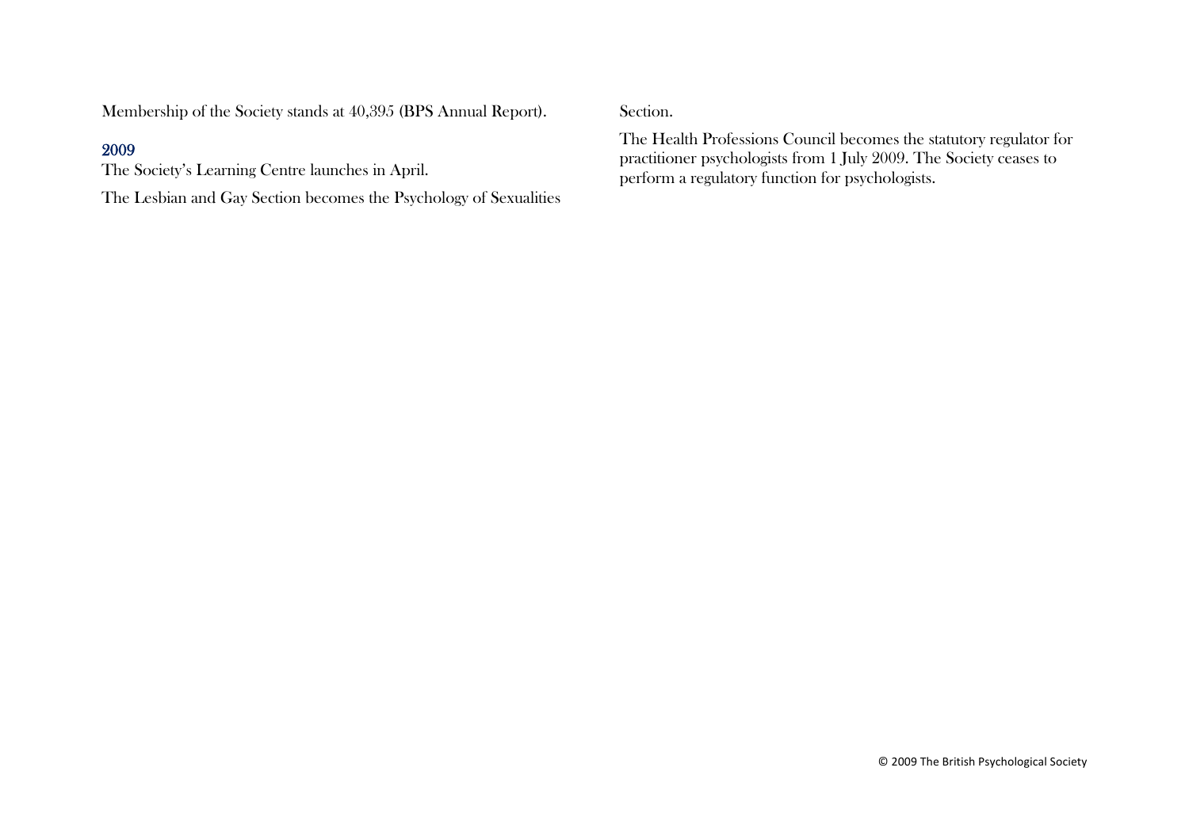Membership of the Society stands at 40,395 (BPS Annual Report).

## 2009

The Society's Learning Centre launches in April.

The Lesbian and Gay Section becomes the Psychology of Sexualities Section.

The Health Professions Council becomes the statutory regulator for practitioner psychologists from 1 July 2009. The Society ceases to perform a regulatory function for psychologists.

© 2009 The British Psychological Society